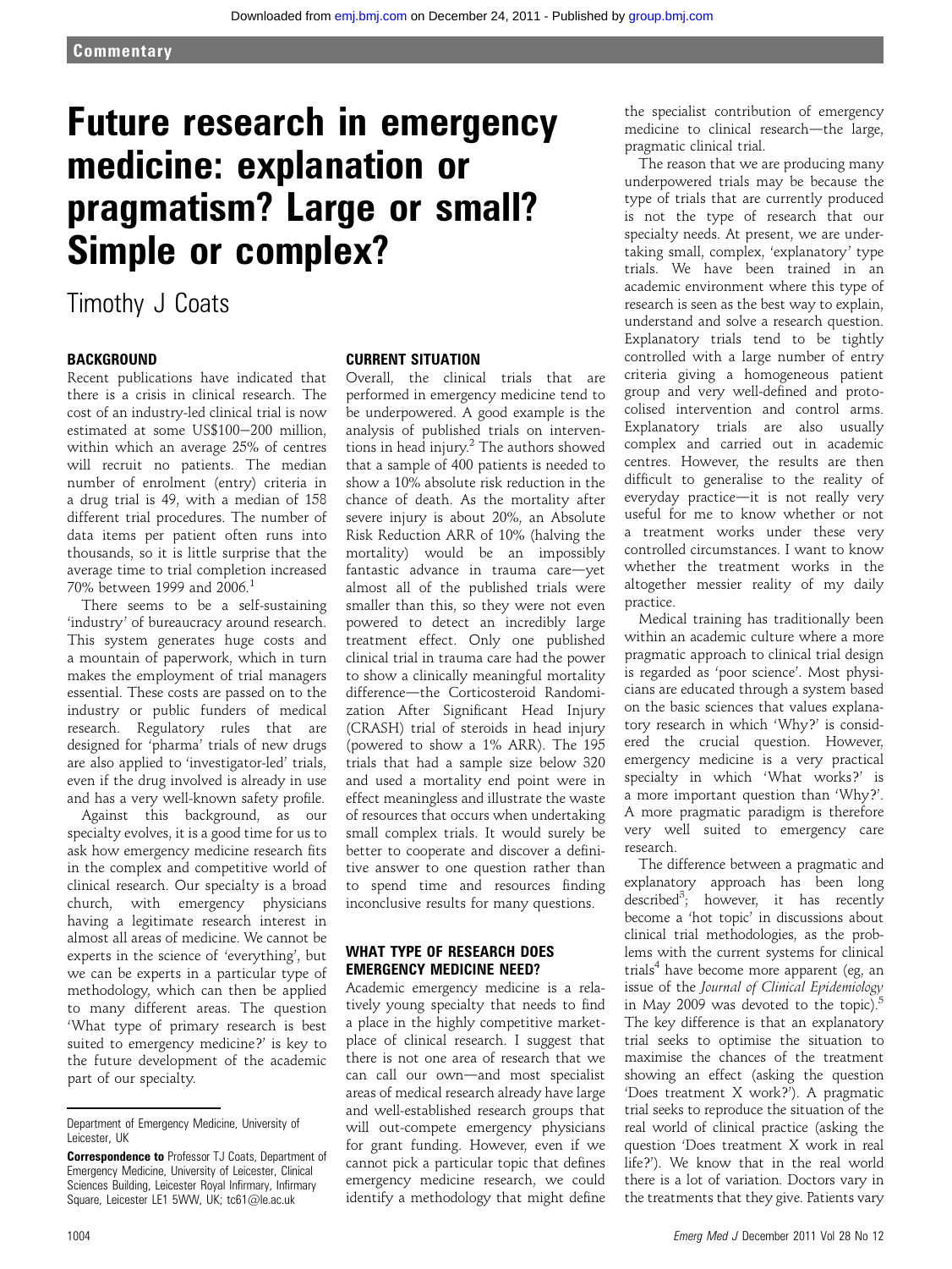Commentary

# Future research in emergency medicine: explanation or pragmatism? Large or small? Simple or complex?

Timothy J Coats

## BACKGROUND

Recent publications have indicated that there is a crisis in clinical research. The cost of an industry-led clinical trial is now estimated at some US$100–200 million, within which an average 25% of centres will recruit no patients. The median number of enrolment (entry) criteria in a drug trial is 49, with a median of 158 different trial procedures. The number of data items per patient often runs into thousands, so it is little surprise that the average time to trial completion increased 70% between 1999 and 2006.[1]

There seems to be a self-sustaining 'industry' of bureaucracy around research. This system generates huge costs and a mountain of paperwork, which in turn makes the employment of trial managers essential. These costs are passed on to the industry or public funders of medical research. Regulatory rules that are designed for 'pharma' trials of new drugs are also applied to 'investigator-led' trials, even if the drug involved is already in use and has a very well-known safety profile.

Against this background, as our specialty evolves, it is a good time for us to ask how emergency medicine research fits in the complex and competitive world of clinical research. Our specialty is a broad church, with emergency physicians having a legitimate research interest in almost all areas of medicine. We cannot be experts in the science of 'everything', but we can be experts in a particular type of methodology, which can then be applied to many different areas. The question 'What type of primary research is best suited to emergency medicine?' is key to the future development of the academic part of our specialty.

## CURRENT SITUATION

Overall, the clinical trials that are performed in emergency medicine tend to be underpowered. A good example is the analysis of published trials on interventions in head injury.[2] The authors showed that a sample of 400 patients is needed to show a 10% absolute risk reduction in the chance of death. As the mortality after severe injury is about 20%, an Absolute Risk Reduction ARR of 10% (halving the mortality) would be an impossibly fantastic advance in trauma care—yet almost all of the published trials were smaller than this, so they were not even powered to detect an incredibly large treatment effect. Only one published clinical trial in trauma care had the power to show a clinically meaningful mortality difference—the Corticosteroid Randomization After Significant Head Injury (CRASH) trial of steroids in head injury (powered to show a 1% ARR). The 195 trials that had a sample size below 320 and used a mortality end point were in effect meaningless and illustrate the waste of resources that occurs when undertaking small complex trials. It would surely be better to cooperate and discover a definitive answer to one question rather than to spend time and resources finding inconclusive results for many questions.

## WHAT TYPE OF RESEARCH DOES EMERGENCY MEDICINE NEED?

Academic emergency medicine is a relatively young specialty that needs to find a place in the highly competitive marketplace of clinical research. I suggest that there is not one area of research that we can call our own—and most specialist areas of medical research already have large and well-established research groups that will out-compete emergency physicians for grant funding. However, even if we cannot pick a particular topic that defines emergency medicine research, we could identify a methodology that might define the specialist contribution of emergency medicine to clinical research—the large, pragmatic clinical trial.

The reason that we are producing many underpowered trials may be because the type of trials that are currently produced is not the type of research that our specialty needs. At present, we are undertaking small, complex, 'explanatory' type trials. We have been trained in an academic environment where this type of research is seen as the best way to explain, understand and solve a research question. Explanatory trials tend to be tightly controlled with a large number of entry criteria giving a homogeneous patient group and very well-defined and protocolised intervention and control arms. Explanatory trials are also usually complex and carried out in academic centres. However, the results are then difficult to generalise to the reality of everyday practice—it is not really very useful for me to know whether or not a treatment works under these very controlled circumstances. I want to know whether the treatment works in the altogether messier reality of my daily practice.

Medical training has traditionally been within an academic culture where a more pragmatic approach to clinical trial design is regarded as 'poor science'. Most physicians are educated through a system based on the basic sciences that values explanatory research in which 'Why?' is considered the crucial question. However, emergency medicine is a very practical specialty in which 'What works?' is a more important question than 'Why?'. A more pragmatic paradigm is therefore very well suited to emergency care research.

The difference between a pragmatic and explanatory approach has been long described[3]; however, it has recently become a 'hot topic' in discussions about clinical trial methodologies, as the problems with the current systems for clinical trials[4] have become more apparent (eg, an issue of the *Journal of Clinical Epidemiology* in May 2009 was devoted to the topic).[5] The key difference is that an explanatory trial seeks to optimise the situation to maximise the chances of the treatment showing an effect (asking the question 'Does treatment X work?'). A pragmatic trial seeks to reproduce the situation of the real world of clinical practice (asking the question 'Does treatment X work in real life?'). We know that in the real world there is a lot of variation. Doctors vary in the treatments that they give. Patients vary

Department of Emergency Medicine, University of Leicester, Leicester, UK

**Correspondence to** Professor TJ Coats, Department of Emergency Medicine, University of Leicester, Clinical Sciences Building, Leicester Royal Infirmary, Infirmary Square, Leicester LE1 5WW, UK; tc61@le.ac.uk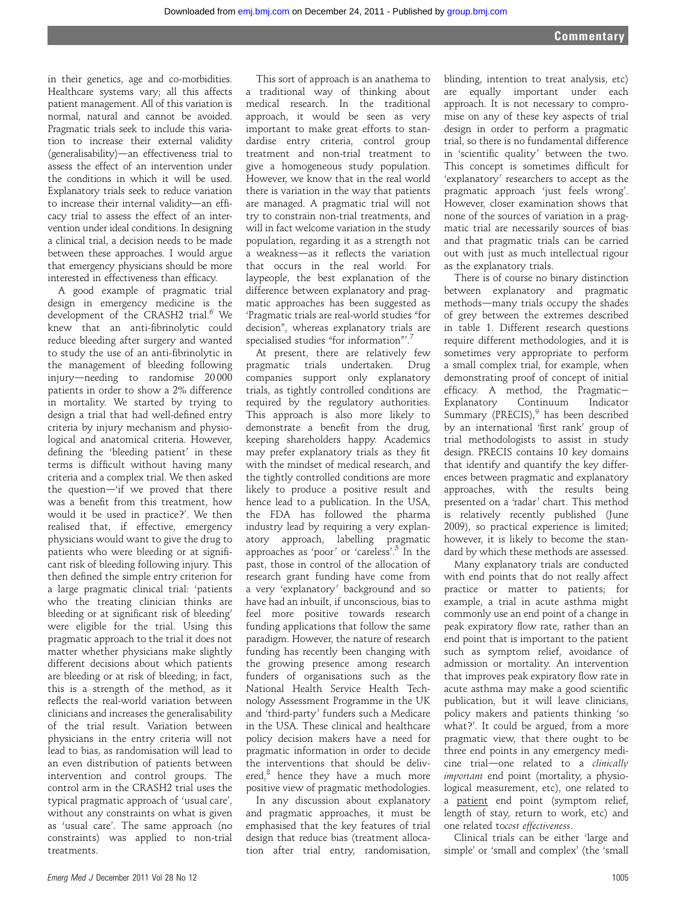in their genetics, age and co-morbidities. Healthcare systems vary; all this affects patient management. All of this variation is normal, natural and cannot be avoided. Pragmatic trials seek to include this variation to increase their external validity (generalisability)—an effectiveness trial to assess the effect of an intervention under the conditions in which it will be used. Explanatory trials seek to reduce variation to increase their internal validity—an efficacy trial to assess the effect of an intervention under ideal conditions. In designing a clinical trial, a decision needs to be made between these approaches. I would argue that emergency physicians should be more interested in effectiveness than efficacy.

A good example of pragmatic trial design in emergency medicine is the development of the CRASH2 trial.[6] We knew that an anti-fibrinolytic could reduce bleeding after surgery and wanted to study the use of an anti-fibrinolytic in the management of bleeding following injury—needing to randomise 20 000 patients in order to show a 2% difference in mortality. We started by trying to design a trial that had well-defined entry criteria by injury mechanism and physiological and anatomical criteria. However, defining the 'bleeding patient' in these terms is difficult without having many criteria and a complex trial. We then asked the question—'if we proved that there was a benefit from this treatment, how would it be used in practice?'. We then realised that, if effective, emergency physicians would want to give the drug to patients who were bleeding or at significant risk of bleeding following injury. This then defined the simple entry criterion for a large pragmatic clinical trial: 'patients who the treating clinician thinks are bleeding or at significant risk of bleeding' were eligible for the trial. Using this pragmatic approach to the trial it does not matter whether physicians make slightly different decisions about which patients are bleeding or at risk of bleeding; in fact, this is a strength of the method, as it reflects the real-world variation between clinicians and increases the generalisability of the trial result. Variation between physicians in the entry criteria will not lead to bias, as randomisation will lead to an even distribution of patients between intervention and control groups. The control arm in the CRASH2 trial uses the typical pragmatic approach of 'usual care', without any constraints on what is given as 'usual care'. The same approach (no constraints) was applied to non-trial treatments.

This sort of approach is an anathema to a traditional way of thinking about medical research. In the traditional approach, it would be seen as very important to make great efforts to standardise entry criteria, control group treatment and non-trial treatment to give a homogeneous study population. However, we know that in the real world there is variation in the way that patients are managed. A pragmatic trial will not try to constrain non-trial treatments, and will in fact welcome variation in the study population, regarding it as a strength not a weakness—as it reflects the variation that occurs in the real world. For laypeople, the best explanation of the difference between explanatory and pragmatic approaches has been suggested as 'Pragmatic trials are real-world studies "for decision", whereas explanatory trials are specialised studies "for information"'.[7]

At present, there are relatively few pragmatic trials undertaken. Drug companies support only explanatory trials, as tightly controlled conditions are required by the regulatory authorities. This approach is also more likely to demonstrate a benefit from the drug, keeping shareholders happy. Academics may prefer explanatory trials as they fit with the mindset of medical research, and the tightly controlled conditions are more likely to produce a positive result and hence lead to a publication. In the USA, the FDA has followed the pharma industry lead by requiring a very explanatory approach, labelling pragmatic approaches as 'poor' or 'careless'.[5] In the past, those in control of the allocation of research grant funding have come from a very 'explanatory' background and so have had an inbuilt, if unconscious, bias to feel more positive towards research funding applications that follow the same paradigm. However, the nature of research funding has recently been changing with the growing presence among research funders of organisations such as the National Health Service Health Technology Assessment Programme in the UK and 'third-party' funders such a Medicare in the USA. These clinical and healthcare policy decision makers have a need for pragmatic information in order to decide the interventions that should be delivered,[8] hence they have a much more positive view of pragmatic methodologies.

In any discussion about explanatory and pragmatic approaches, it must be emphasised that the key features of trial design that reduce bias (treatment allocation after trial entry, randomisation, blinding, intention to treat analysis, etc) are equally important under each approach. It is not necessary to compromise on any of these key aspects of trial design in order to perform a pragmatic trial, so there is no fundamental difference in 'scientific quality' between the two. This concept is sometimes difficult for 'explanatory' researchers to accept as the pragmatic approach 'just feels wrong'. However, closer examination shows that none of the sources of variation in a pragmatic trial are necessarily sources of bias and that pragmatic trials can be carried out with just as much intellectual rigour as the explanatory trials.

There is of course no binary distinction between explanatory and pragmatic methods—many trials occupy the shades of grey between the extremes described in table 1. Different research questions require different methodologies, and it is sometimes very appropriate to perform a small complex trial, for example, when demonstrating proof of concept of initial efficacy. A method, the Pragmatic–Explanatory Continuum Indicator Summary (PRECIS),[9] has been described by an international 'first rank' group of trial methodologists to assist in study design. PRECIS contains 10 key domains that identify and quantify the key differences between pragmatic and explanatory approaches, with the results being presented on a 'radar' chart. This method is relatively recently published (June 2009), so practical experience is limited; however, it is likely to become the standard by which these methods are assessed.

Many explanatory trials are conducted with end points that do not really affect practice or matter to patients; for example, a trial in acute asthma might commonly use an end point of a change in peak expiratory flow rate, rather than an end point that is important to the patient such as symptom relief, avoidance of admission or mortality. An intervention that improves peak expiratory flow rate in acute asthma may make a good scientific publication, but it will leave clinicians, policy makers and patients thinking 'so what?'. It could be argued, from a more pragmatic view, that there ought to be three end points in any emergency medicine trial—one related to a *clinically important* end point (mortality, a physiological measurement, etc), one related to a patient end point (symptom relief, length of stay, return to work, etc) and one related to *cost effectiveness*.

Clinical trials can be either 'large and simple' or 'small and complex' (the 'small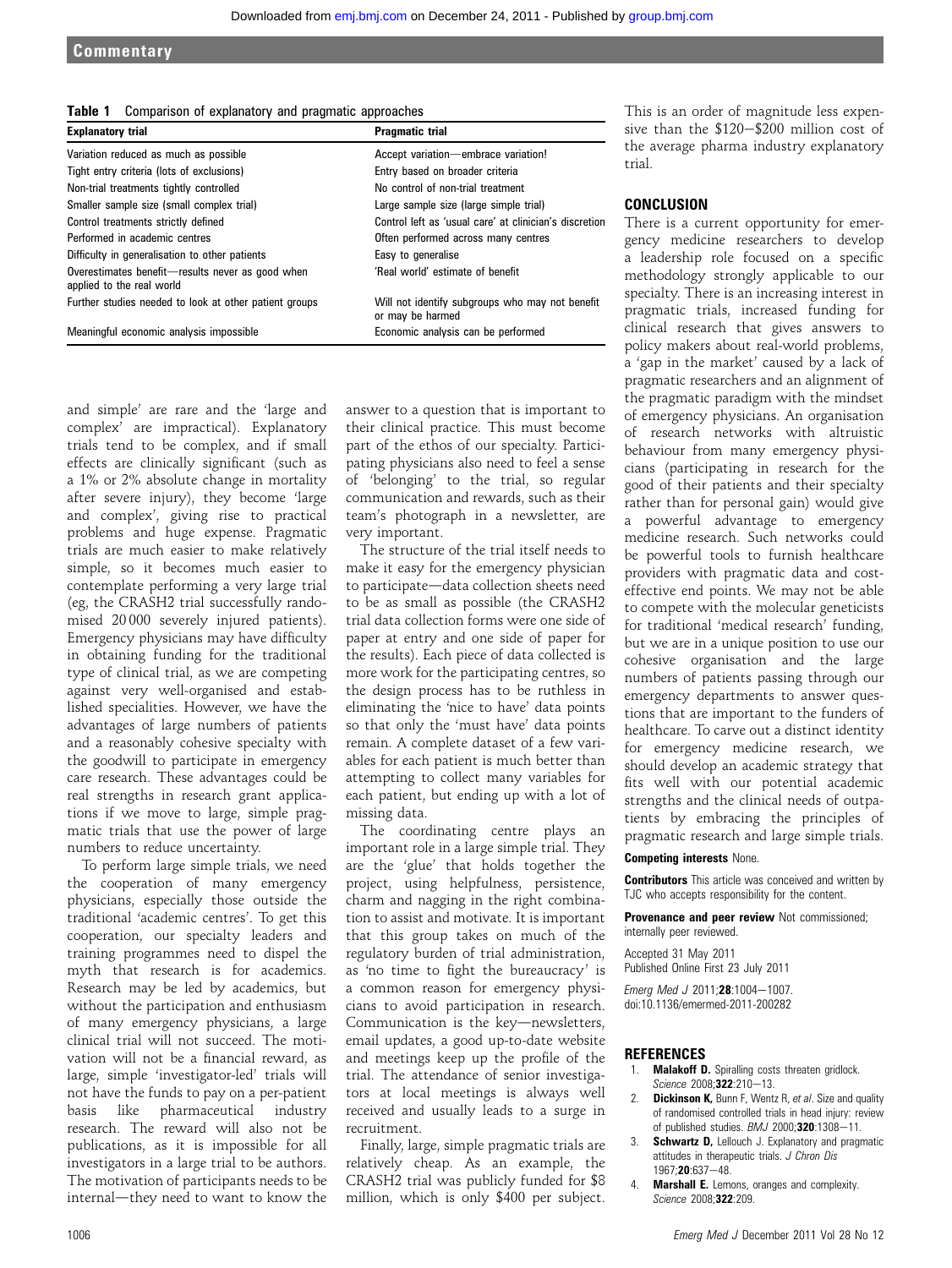**Table 1** Comparison of explanatory and pragmatic approaches

| Explanatory trial | Pragmatic trial |
|---|---|
| Variation reduced as much as possible | Accept variation—embrace variation! |
| Tight entry criteria (lots of exclusions) | Entry based on broader criteria |
| Non-trial treatments tightly controlled | No control of non-trial treatment |
| Smaller sample size (small complex trial) | Large sample size (large simple trial) |
| Control treatments strictly defined | Control left as 'usual care' at clinician's discretion |
| Performed in academic centres | Often performed across many centres |
| Difficulty in generalisation to other patients | Easy to generalise |
| Overestimates benefit—results never as good when applied to the real world | 'Real world' estimate of benefit |
| Further studies needed to look at other patient groups | Will not identify subgroups who may not benefit or may be harmed |
| Meaningful economic analysis impossible | Economic analysis can be performed |

and simple' are rare and the 'large and complex' are impractical). Explanatory trials tend to be complex, and if small effects are clinically significant (such as a 1% or 2% absolute change in mortality after severe injury), they become 'large and complex', giving rise to practical problems and huge expense. Pragmatic trials are much easier to make relatively simple, so it becomes much easier to contemplate performing a very large trial (eg, the CRASH2 trial successfully randomised 20 000 severely injured patients). Emergency physicians may have difficulty in obtaining funding for the traditional type of clinical trial, as we are competing against very well-organised and established specialities. However, we have the advantages of large numbers of patients and a reasonably cohesive specialty with the goodwill to participate in emergency care research. These advantages could be real strengths in research grant applications if we move to large, simple pragmatic trials that use the power of large numbers to reduce uncertainty.

To perform large simple trials, we need the cooperation of many emergency physicians, especially those outside the traditional 'academic centres'. To get this cooperation, our specialty leaders and training programmes need to dispel the myth that research is for academics. Research may be led by academics, but without the participation and enthusiasm of many emergency physicians, a large clinical trial will not succeed. The motivation will not be a financial reward, as large, simple 'investigator-led' trials will not have the funds to pay on a per-patient basis like pharmaceutical industry research. The reward will also not be publications, as it is impossible for all investigators in a large trial to be authors. The motivation of participants needs to be internal—they need to want to know the answer to a question that is important to their clinical practice. This must become part of the ethos of our specialty. Participating physicians also need to feel a sense of 'belonging' to the trial, so regular communication and rewards, such as their team's photograph in a newsletter, are very important.

The structure of the trial itself needs to make it easy for the emergency physician to participate—data collection sheets need to be as small as possible (the CRASH2 trial data collection forms were one side of paper at entry and one side of paper for the results). Each piece of data collected is more work for the participating centres, so the design process has to be ruthless in eliminating the 'nice to have' data points so that only the 'must have' data points remain. A complete dataset of a few variables for each patient is much better than attempting to collect many variables for each patient, but ending up with a lot of missing data.

The coordinating centre plays an important role in a large simple trial. They are the 'glue' that holds together the project, using helpfulness, persistence, charm and nagging in the right combination to assist and motivate. It is important that this group takes on much of the regulatory burden of trial administration, as 'no time to fight the bureaucracy' is a common reason for emergency physicians to avoid participation in research. Communication is the key—newsletters, email updates, a good up-to-date website and meetings keep up the profile of the trial. The attendance of senior investigators at local meetings is always well received and usually leads to a surge in recruitment.

Finally, large, simple pragmatic trials are relatively cheap. As an example, the CRASH2 trial was publicly funded for $8 million, which is only $400 per subject. This is an order of magnitude less expensive than the $120–$200 million cost of the average pharma industry explanatory trial.

## CONCLUSION

There is a current opportunity for emergency medicine researchers to develop a leadership role focused on a specific methodology strongly applicable to our specialty. There is an increasing interest in pragmatic trials, increased funding for clinical research that gives answers to policy makers about real-world problems, a 'gap in the market' caused by a lack of pragmatic researchers and an alignment of the pragmatic paradigm with the mindset of emergency physicians. An organisation of research networks with altruistic behaviour from many emergency physicians (participating in research for the good of their patients and their specialty rather than for personal gain) would give a powerful advantage to emergency medicine research. Such networks could be powerful tools to furnish healthcare providers with pragmatic data and cost-effective end points. We may not be able to compete with the molecular geneticists for traditional 'medical research' funding, but we are in a unique position to use our cohesive organisation and the large numbers of patients passing through our emergency departments to answer questions that are important to the funders of healthcare. To carve out a distinct identity for emergency medicine research, we should develop an academic strategy that fits well with our potential academic strengths and the clinical needs of outpatients by embracing the principles of pragmatic research and large simple trials.

**Competing interests** None.

**Contributors** This article was conceived and written by TJC who accepts responsibility for the content.

**Provenance and peer review** Not commissioned; internally peer reviewed.

Accepted 31 May 2011
Published Online First 23 July 2011

*Emerg Med J* 2011;**28**:1004–1007.
doi:10.1136/emermed-2011-200282

## REFERENCES

1. **Malakoff D.** Spiralling costs threaten gridlock. *Science* 2008;**322**:210–13.
2. **Dickinson K,** Bunn F, Wentz R, *et al*. Size and quality of randomised controlled trials in head injury: review of published studies. *BMJ* 2000;**320**:1308–11.
3. **Schwartz D,** Lellouch J. Explanatory and pragmatic attitudes in therapeutic trials. *J Chron Dis* 1967;**20**:637–48.
4. **Marshall E.** Lemons, oranges and complexity. *Science* 2008;**322**:209.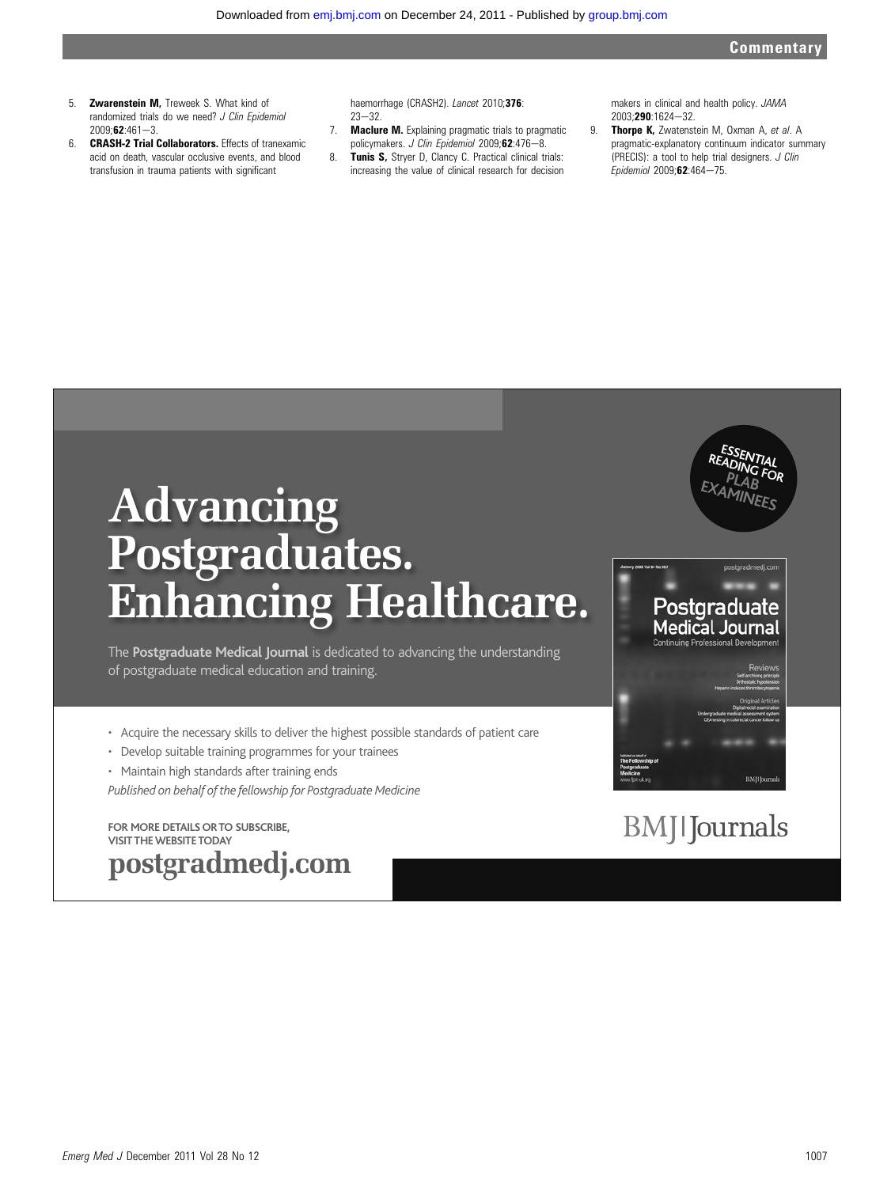5. **Zwarenstein M,** Treweek S. What kind of randomized trials do we need? *J Clin Epidemiol* 2009;**62**:461–3.
6. **CRASH-2 Trial Collaborators.** Effects of tranexamic acid on death, vascular occlusive events, and blood transfusion in trauma patients with significant haemorrhage (CRASH2). *Lancet* 2010;**376**: 23–32.
7. **Maclure M.** Explaining pragmatic trials to pragmatic policymakers. *J Clin Epidemiol* 2009;**62**:476–8.
8. **Tunis S,** Stryer D, Clancy C. Practical clinical trials: increasing the value of clinical research for decision makers in clinical and health policy. *JAMA* 2003;**290**:1624–32.
9. **Thorpe K,** Zwatenstein M, Oxman A, *et al*. A pragmatic-explanatory continuum indicator summary (PRECIS): a tool to help trial designers. *J Clin Epidemiol* 2009;**62**:464–75.

# Advancing Postgraduates. Enhancing Healthcare.

ESSENTIAL READING FOR PLAB EXAMINEES

The **Postgraduate Medical Journal** is dedicated to advancing the understanding of postgraduate medical education and training.

- Acquire the necessary skills to deliver the highest possible standards of patient care
- Develop suitable training programmes for your trainees
- Maintain high standards after training ends

*Published on behalf of the fellowship for Postgraduate Medicine*

FOR MORE DETAILS OR TO SUBSCRIBE, VISIT THE WEBSITE TODAY

**postgradmedj.com**

BMJ|Journals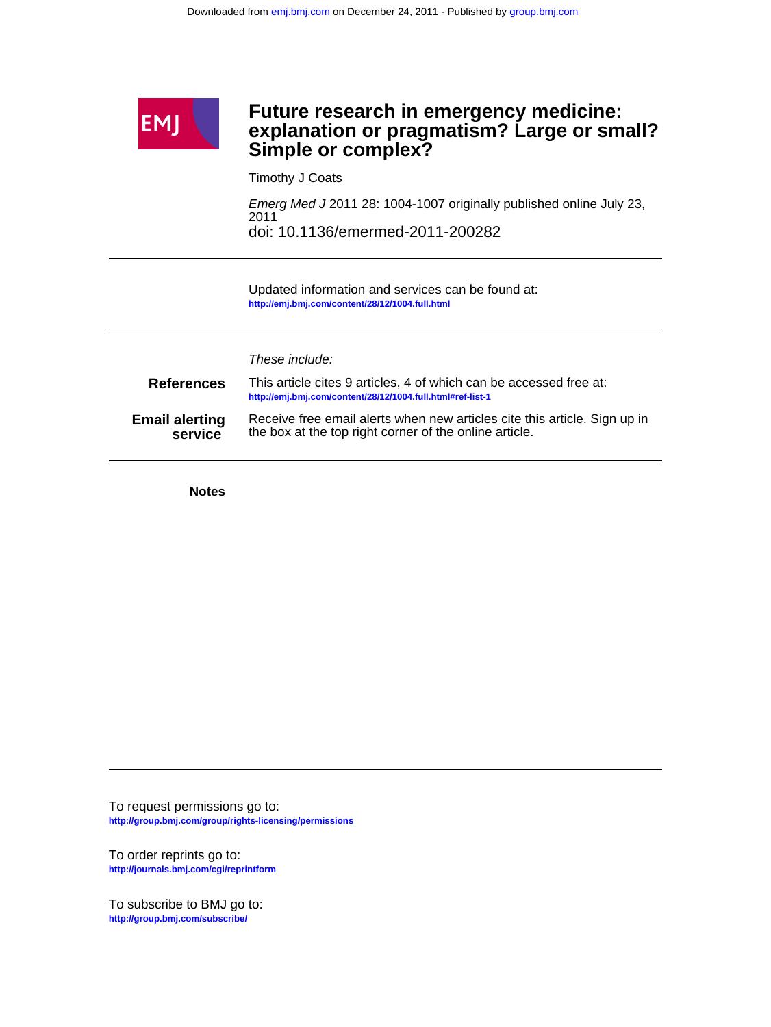Downloaded from emj.bmj.com on December 24, 2011 - Published by group.bmj.com

EMJ

# Future research in emergency medicine: explanation or pragmatism? Large or small? Simple or complex?

Timothy J Coats

*Emerg Med J* 2011 28: 1004-1007 originally published online July 23, 2011
doi: 10.1136/emermed-2011-200282

Updated information and services can be found at:
**http://emj.bmj.com/content/28/12/1004.full.html**

*These include:*

**References** This article cites 9 articles, 4 of which can be accessed free at:
**http://emj.bmj.com/content/28/12/1004.full.html#ref-list-1**

**Email alerting service** Receive free email alerts when new articles cite this article. Sign up in the box at the top right corner of the online article.

**Notes**

To request permissions go to:
**http://group.bmj.com/group/rights-licensing/permissions**

To order reprints go to:
**http://journals.bmj.com/cgi/reprintform**

To subscribe to BMJ go to:
**http://group.bmj.com/subscribe/**